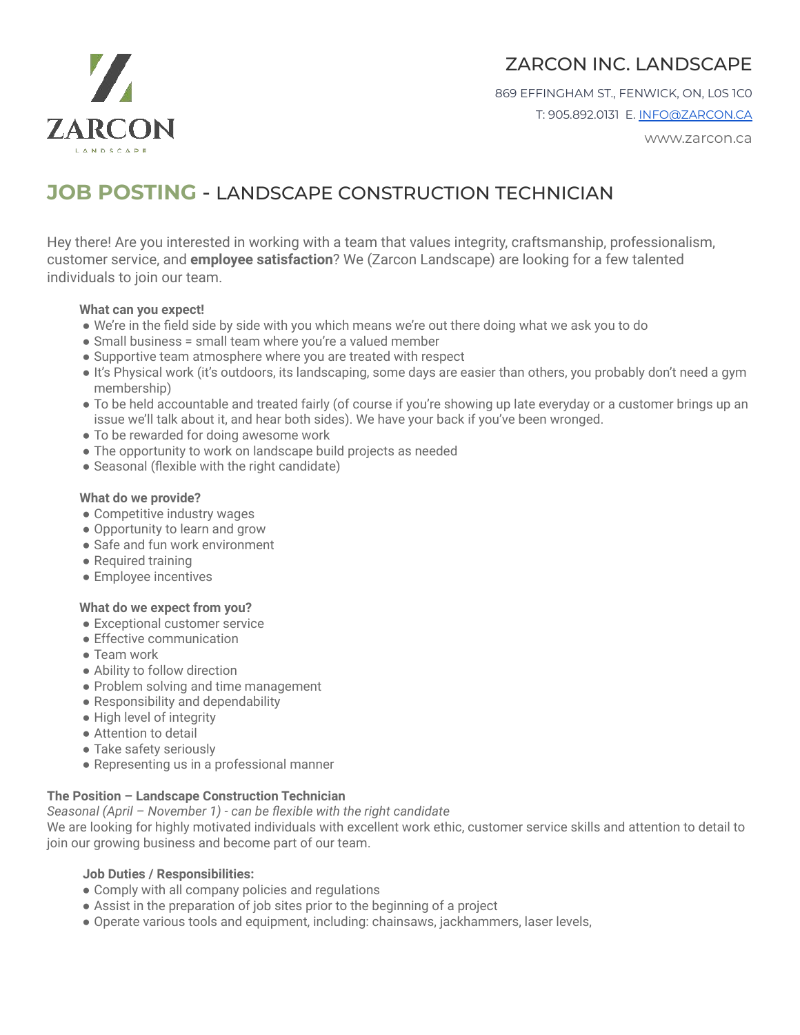ZARCON
LANDSCAPE

# ZARCON INC. LANDSCAPE

869 EFFINGHAM ST., FENWICK, ON, L0S 1C0
T: 905.892.0131 E. INFO@ZARCON.CA
www.zarcon.ca

## JOB POSTING - LANDSCAPE CONSTRUCTION TECHNICIAN

Hey there! Are you interested in working with a team that values integrity, craftsmanship, professionalism, customer service, and **employee satisfaction**? We (Zarcon Landscape) are looking for a few talented individuals to join our team.

**What can you expect!**

- We're in the field side by side with you which means we're out there doing what we ask you to do
- Small business = small team where you're a valued member
- Supportive team atmosphere where you are treated with respect
- It's Physical work (it's outdoors, its landscaping, some days are easier than others, you probably don't need a gym membership)
- To be held accountable and treated fairly (of course if you're showing up late everyday or a customer brings up an issue we'll talk about it, and hear both sides). We have your back if you've been wronged.
- To be rewarded for doing awesome work
- The opportunity to work on landscape build projects as needed
- Seasonal (flexible with the right candidate)

**What do we provide?**

- Competitive industry wages
- Opportunity to learn and grow
- Safe and fun work environment
- Required training
- Employee incentives

**What do we expect from you?**

- Exceptional customer service
- Effective communication
- Team work
- Ability to follow direction
- Problem solving and time management
- Responsibility and dependability
- High level of integrity
- Attention to detail
- Take safety seriously
- Representing us in a professional manner

**The Position – Landscape Construction Technician**
*Seasonal (April – November 1) - can be flexible with the right candidate*
We are looking for highly motivated individuals with excellent work ethic, customer service skills and attention to detail to join our growing business and become part of our team.

**Job Duties / Responsibilities:**

- Comply with all company policies and regulations
- Assist in the preparation of job sites prior to the beginning of a project
- Operate various tools and equipment, including: chainsaws, jackhammers, laser levels,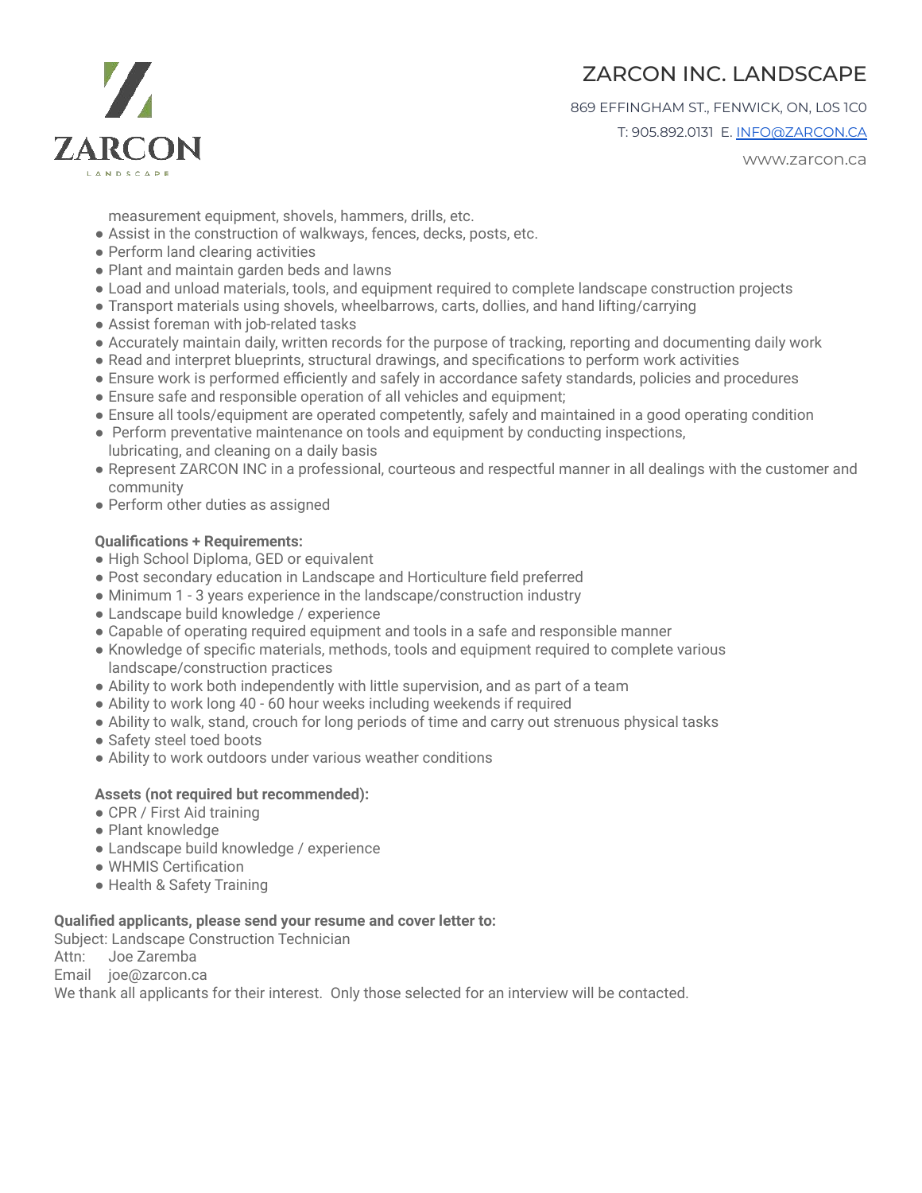measurement equipment, shovels, hammers, drills, etc.

- Assist in the construction of walkways, fences, decks, posts, etc.
- Perform land clearing activities
- Plant and maintain garden beds and lawns
- Load and unload materials, tools, and equipment required to complete landscape construction projects
- Transport materials using shovels, wheelbarrows, carts, dollies, and hand lifting/carrying
- Assist foreman with job-related tasks
- Accurately maintain daily, written records for the purpose of tracking, reporting and documenting daily work
- Read and interpret blueprints, structural drawings, and specifications to perform work activities
- Ensure work is performed efficiently and safely in accordance safety standards, policies and procedures
- Ensure safe and responsible operation of all vehicles and equipment;
- Ensure all tools/equipment are operated competently, safely and maintained in a good operating condition
- Perform preventative maintenance on tools and equipment by conducting inspections, lubricating, and cleaning on a daily basis
- Represent ZARCON INC in a professional, courteous and respectful manner in all dealings with the customer and community
- Perform other duties as assigned

**Qualifications + Requirements:**

- High School Diploma, GED or equivalent
- Post secondary education in Landscape and Horticulture field preferred
- Minimum 1 - 3 years experience in the landscape/construction industry
- Landscape build knowledge / experience
- Capable of operating required equipment and tools in a safe and responsible manner
- Knowledge of specific materials, methods, tools and equipment required to complete various landscape/construction practices
- Ability to work both independently with little supervision, and as part of a team
- Ability to work long 40 - 60 hour weeks including weekends if required
- Ability to walk, stand, crouch for long periods of time and carry out strenuous physical tasks
- Safety steel toed boots
- Ability to work outdoors under various weather conditions

**Assets (not required but recommended):**

- CPR / First Aid training
- Plant knowledge
- Landscape build knowledge / experience
- WHMIS Certification
- Health & Safety Training

**Qualified applicants, please send your resume and cover letter to:**

Subject: Landscape Construction Technician
Attn: Joe Zaremba
Email joe@zarcon.ca
We thank all applicants for their interest. Only those selected for an interview will be contacted.